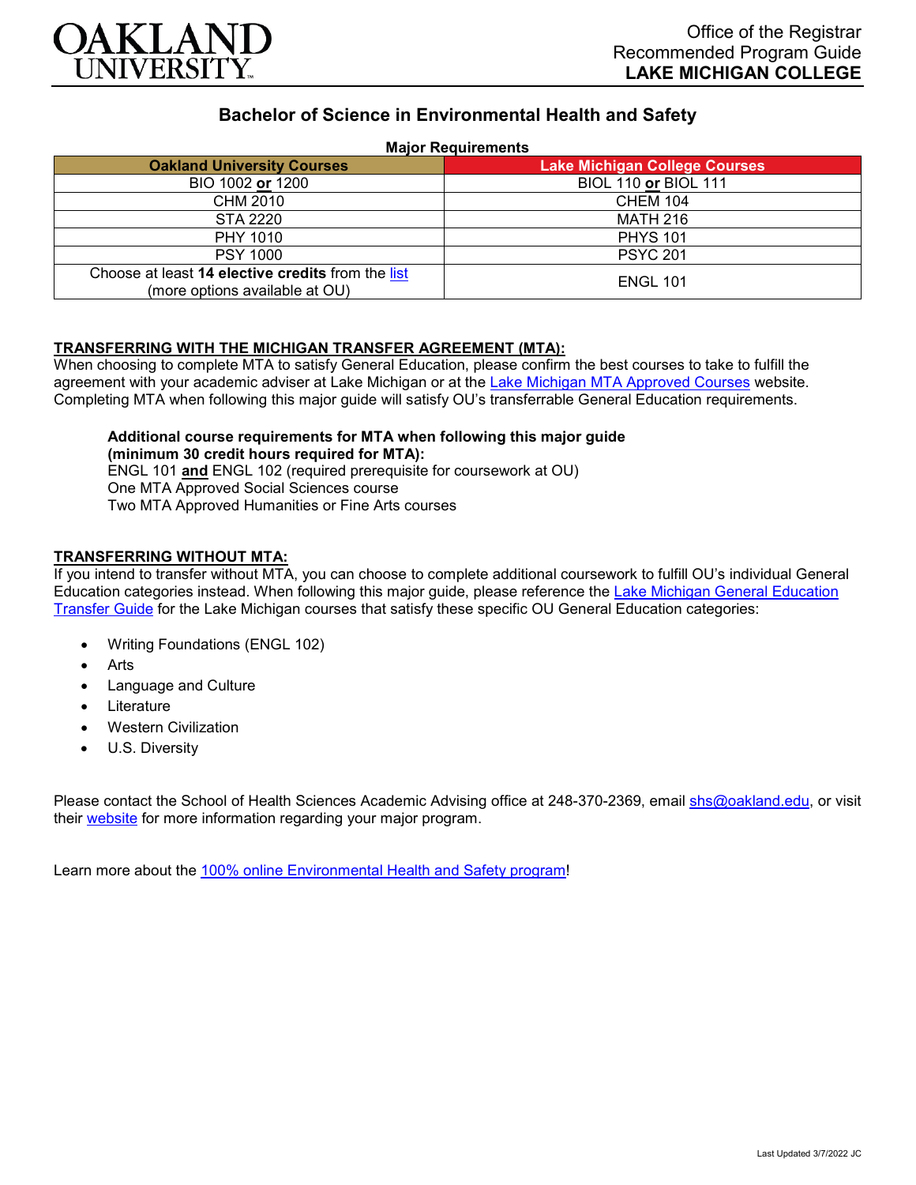OAKLAND UNIVERSITY

Office of the Registrar
Recommended Program Guide
**LAKE MICHIGAN COLLEGE**

# Bachelor of Science in Environmental Health and Safety

**Major Requirements**

| Oakland University Courses | Lake Michigan College Courses |
|---|---|
| BIO 1002 **or** 1200 | BIOL 110 **or** BIOL 111 |
| CHM 2010 | CHEM 104 |
| STA 2220 | MATH 216 |
| PHY 1010 | PHYS 101 |
| PSY 1000 | PSYC 201 |
| Choose at least **14 elective credits** from the list (more options available at OU) | ENGL 101 |

## TRANSFERRING WITH THE MICHIGAN TRANSFER AGREEMENT (MTA):

When choosing to complete MTA to satisfy General Education, please confirm the best courses to take to fulfill the agreement with your academic adviser at Lake Michigan or at the Lake Michigan MTA Approved Courses website. Completing MTA when following this major guide will satisfy OU's transferrable General Education requirements.

**Additional course requirements for MTA when following this major guide (minimum 30 credit hours required for MTA):**
ENGL 101 **and** ENGL 102 (required prerequisite for coursework at OU)
One MTA Approved Social Sciences course
Two MTA Approved Humanities or Fine Arts courses

## TRANSFERRING WITHOUT MTA:

If you intend to transfer without MTA, you can choose to complete additional coursework to fulfill OU's individual General Education categories instead. When following this major guide, please reference the Lake Michigan General Education Transfer Guide for the Lake Michigan courses that satisfy these specific OU General Education categories:

- Writing Foundations (ENGL 102)
- Arts
- Language and Culture
- Literature
- Western Civilization
- U.S. Diversity

Please contact the School of Health Sciences Academic Advising office at 248-370-2369, email shs@oakland.edu, or visit their website for more information regarding your major program.

Learn more about the 100% online Environmental Health and Safety program!

Last Updated 3/7/2022 JC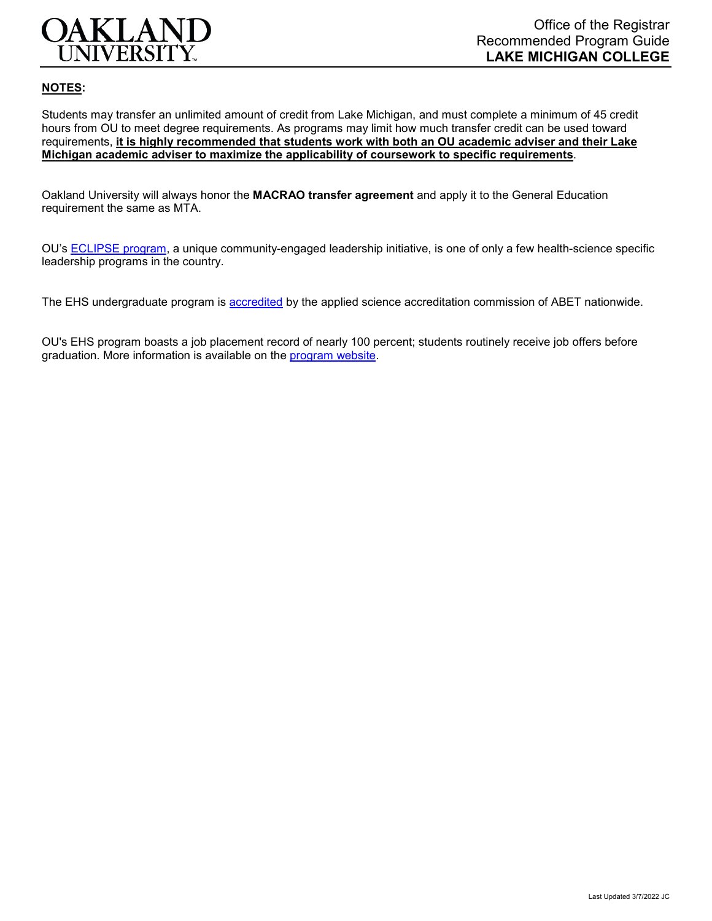**NOTES:**

Students may transfer an unlimited amount of credit from Lake Michigan, and must complete a minimum of 45 credit hours from OU to meet degree requirements. As programs may limit how much transfer credit can be used toward requirements, **it is highly recommended that students work with both an OU academic adviser and their Lake Michigan academic adviser to maximize the applicability of coursework to specific requirements**.

Oakland University will always honor the **MACRAO transfer agreement** and apply it to the General Education requirement the same as MTA.

OU's ECLIPSE program, a unique community-engaged leadership initiative, is one of only a few health-science specific leadership programs in the country.

The EHS undergraduate program is accredited by the applied science accreditation commission of ABET nationwide.

OU's EHS program boasts a job placement record of nearly 100 percent; students routinely receive job offers before graduation. More information is available on the program website.

Last Updated 3/7/2022 JC